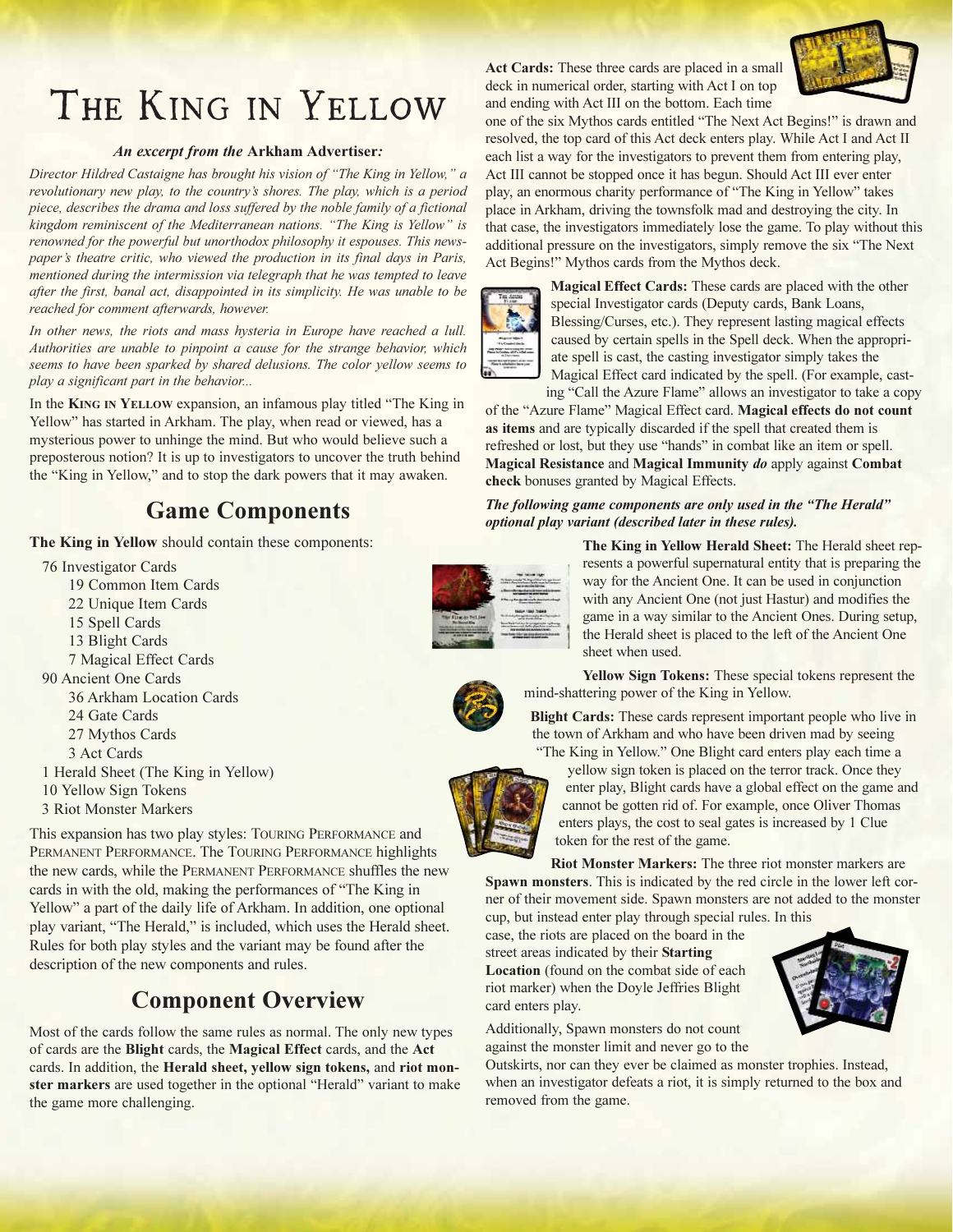# The King in Yellow

***An excerpt from the* Arkham Advertiser*:***

*Director Hildred Castaigne has brought his vision of "The King in Yellow," a revolutionary new play, to the country's shores. The play, which is a period piece, describes the drama and loss suffered by the noble family of a fictional kingdom reminiscent of the Mediterranean nations. "The King is Yellow" is renowned for the powerful but unorthodox philosophy it espouses. This newspaper's theatre critic, who viewed the production in its final days in Paris, mentioned during the intermission via telegraph that he was tempted to leave after the first, banal act, disappointed in its simplicity. He was unable to be reached for comment afterwards, however.*

*In other news, the riots and mass hysteria in Europe have reached a lull. Authorities are unable to pinpoint a cause for the strange behavior, which seems to have been sparked by shared delusions. The color yellow seems to play a significant part in the behavior...*

In the **King in Yellow** expansion, an infamous play titled "The King in Yellow" has started in Arkham. The play, when read or viewed, has a mysterious power to unhinge the mind. But who would believe such a preposterous notion? It is up to investigators to uncover the truth behind the "King in Yellow," and to stop the dark powers that it may awaken.

## Game Components

**The King in Yellow** should contain these components:

- 76 Investigator Cards
  - 19 Common Item Cards
  - 22 Unique Item Cards
  - 15 Spell Cards
  - 13 Blight Cards
  - 7 Magical Effect Cards
- 90 Ancient One Cards
  - 36 Arkham Location Cards
  - 24 Gate Cards
  - 27 Mythos Cards
  - 3 Act Cards
- 1 Herald Sheet (The King in Yellow)
- 10 Yellow Sign Tokens
- 3 Riot Monster Markers

This expansion has two play styles: Touring Performance and Permanent Performance. The Touring Performance highlights the new cards, while the Permanent Performance shuffles the new cards in with the old, making the performances of "The King in Yellow" a part of the daily life of Arkham. In addition, one optional play variant, "The Herald," is included, which uses the Herald sheet. Rules for both play styles and the variant may be found after the description of the new components and rules.

## Component Overview

Most of the cards follow the same rules as normal. The only new types of cards are the **Blight** cards, the **Magical Effect** cards, and the **Act** cards. In addition, the **Herald sheet, yellow sign tokens,** and **riot monster markers** are used together in the optional "Herald" variant to make the game more challenging.

**Act Cards:** These three cards are placed in a small deck in numerical order, starting with Act I on top and ending with Act III on the bottom. Each time one of the six Mythos cards entitled "The Next Act Begins!" is drawn and resolved, the top card of this Act deck enters play. While Act I and Act II each list a way for the investigators to prevent them from entering play, Act III cannot be stopped once it has begun. Should Act III ever enter play, an enormous charity performance of "The King in Yellow" takes place in Arkham, driving the townsfolk mad and destroying the city. In that case, the investigators immediately lose the game. To play without this additional pressure on the investigators, simply remove the six "The Next Act Begins!" Mythos cards from the Mythos deck.

**Magical Effect Cards:** These cards are placed with the other special Investigator cards (Deputy cards, Bank Loans, Blessing/Curses, etc.). They represent lasting magical effects caused by certain spells in the Spell deck. When the appropriate spell is cast, the casting investigator simply takes the Magical Effect card indicated by the spell. (For example, casting "Call the Azure Flame" allows an investigator to take a copy of the "Azure Flame" Magical Effect card. **Magical effects do not count as items** and are typically discarded if the spell that created them is refreshed or lost, but they use "hands" in combat like an item or spell. **Magical Resistance** and **Magical Immunity** ***do*** apply against **Combat check** bonuses granted by Magical Effects.

***The following game components are only used in the "The Herald" optional play variant (described later in these rules).***

**The King in Yellow Herald Sheet:** The Herald sheet represents a powerful supernatural entity that is preparing the way for the Ancient One. It can be used in conjunction with any Ancient One (not just Hastur) and modifies the game in a way similar to the Ancient Ones. During setup, the Herald sheet is placed to the left of the Ancient One sheet when used.

**Yellow Sign Tokens:** These special tokens represent the mind-shattering power of the King in Yellow.

**Blight Cards:** These cards represent important people who live in the town of Arkham and who have been driven mad by seeing "The King in Yellow." One Blight card enters play each time a yellow sign token is placed on the terror track. Once they enter play, Blight cards have a global effect on the game and cannot be gotten rid of. For example, once Oliver Thomas enters plays, the cost to seal gates is increased by 1 Clue token for the rest of the game.

**Riot Monster Markers:** The three riot monster markers are **Spawn monsters**. This is indicated by the red circle in the lower left corner of their movement side. Spawn monsters are not added to the monster cup, but instead enter play through special rules. In this case, the riots are placed on the board in the street areas indicated by their **Starting Location** (found on the combat side of each riot marker) when the Doyle Jeffries Blight card enters play.

Additionally, Spawn monsters do not count against the monster limit and never go to the Outskirts, nor can they ever be claimed as monster trophies. Instead, when an investigator defeats a riot, it is simply returned to the box and removed from the game.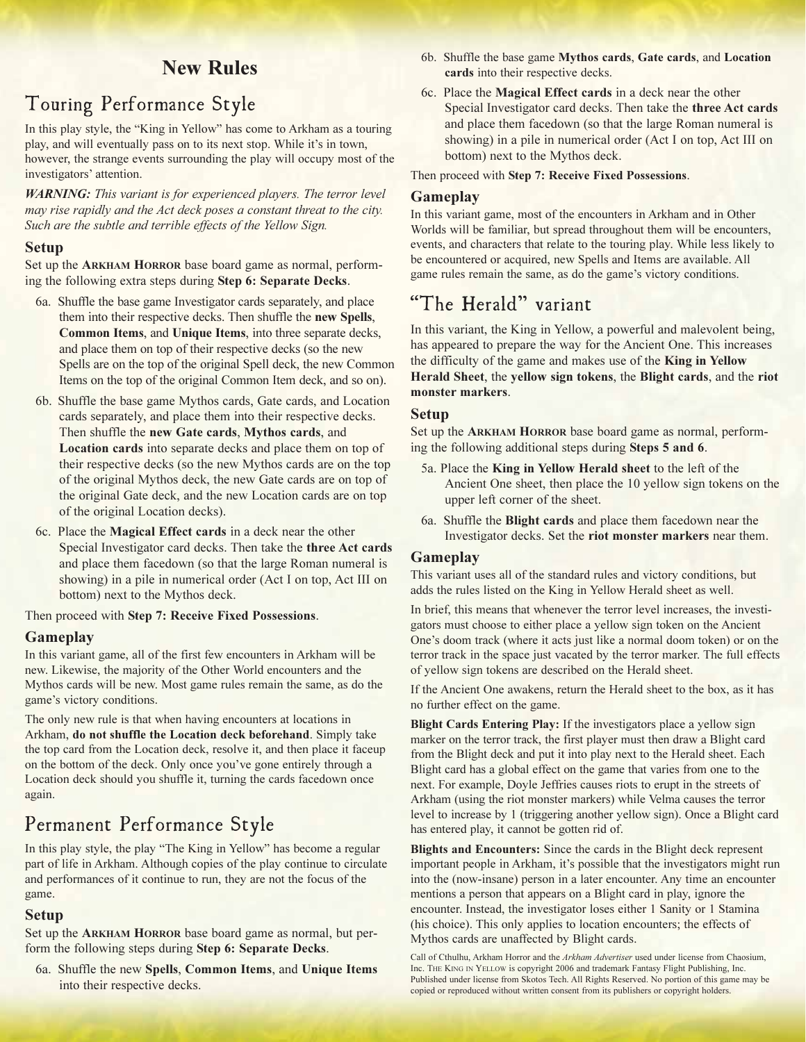# New Rules

## Touring Performance Style

In this play style, the "King in Yellow" has come to Arkham as a touring play, and will eventually pass on to its next stop. While it's in town, however, the strange events surrounding the play will occupy most of the investigators' attention.

***WARNING:*** *This variant is for experienced players. The terror level may rise rapidly and the Act deck poses a constant threat to the city. Such are the subtle and terrible effects of the Yellow Sign.*

### Setup

Set up the **Arkham Horror** base board game as normal, performing the following extra steps during **Step 6: Separate Decks**.

6a. Shuffle the base game Investigator cards separately, and place them into their respective decks. Then shuffle the **new Spells**, **Common Items**, and **Unique Items**, into three separate decks, and place them on top of their respective decks (so the new Spells are on the top of the original Spell deck, the new Common Items on the top of the original Common Item deck, and so on).

6b. Shuffle the base game Mythos cards, Gate cards, and Location cards separately, and place them into their respective decks. Then shuffle the **new Gate cards**, **Mythos cards**, and **Location cards** into separate decks and place them on top of their respective decks (so the new Mythos cards are on the top of the original Mythos deck, the new Gate cards are on top of the original Gate deck, and the new Location cards are on top of the original Location decks).

6c. Place the **Magical Effect cards** in a deck near the other Special Investigator card decks. Then take the **three Act cards** and place them facedown (so that the large Roman numeral is showing) in a pile in numerical order (Act I on top, Act III on bottom) next to the Mythos deck.

Then proceed with **Step 7: Receive Fixed Possessions**.

### Gameplay

In this variant game, all of the first few encounters in Arkham will be new. Likewise, the majority of the Other World encounters and the Mythos cards will be new. Most game rules remain the same, as do the game's victory conditions.

The only new rule is that when having encounters at locations in Arkham, **do not shuffle the Location deck beforehand**. Simply take the top card from the Location deck, resolve it, and then place it faceup on the bottom of the deck. Only once you've gone entirely through a Location deck should you shuffle it, turning the cards facedown once again.

## Permanent Performance Style

In this play style, the play "The King in Yellow" has become a regular part of life in Arkham. Although copies of the play continue to circulate and performances of it continue to run, they are not the focus of the game.

### Setup

Set up the **Arkham Horror** base board game as normal, but perform the following steps during **Step 6: Separate Decks**.

6a. Shuffle the new **Spells**, **Common Items**, and **Unique Items** into their respective decks.

6b. Shuffle the base game **Mythos cards**, **Gate cards**, and **Location cards** into their respective decks.

6c. Place the **Magical Effect cards** in a deck near the other Special Investigator card decks. Then take the **three Act cards** and place them facedown (so that the large Roman numeral is showing) in a pile in numerical order (Act I on top, Act III on bottom) next to the Mythos deck.

Then proceed with **Step 7: Receive Fixed Possessions**.

### Gameplay

In this variant game, most of the encounters in Arkham and in Other Worlds will be familiar, but spread throughout them will be encounters, events, and characters that relate to the touring play. While less likely to be encountered or acquired, new Spells and Items are available. All game rules remain the same, as do the game's victory conditions.

## "The Herald" variant

In this variant, the King in Yellow, a powerful and malevolent being, has appeared to prepare the way for the Ancient One. This increases the difficulty of the game and makes use of the **King in Yellow Herald Sheet**, the **yellow sign tokens**, the **Blight cards**, and the **riot monster markers**.

### Setup

Set up the **Arkham Horror** base board game as normal, performing the following additional steps during **Steps 5 and 6**.

5a. Place the **King in Yellow Herald sheet** to the left of the Ancient One sheet, then place the 10 yellow sign tokens on the upper left corner of the sheet.

6a. Shuffle the **Blight cards** and place them facedown near the Investigator decks. Set the **riot monster markers** near them.

### Gameplay

This variant uses all of the standard rules and victory conditions, but adds the rules listed on the King in Yellow Herald sheet as well.

In brief, this means that whenever the terror level increases, the investigators must choose to either place a yellow sign token on the Ancient One's doom track (where it acts just like a normal doom token) or on the terror track in the space just vacated by the terror marker. The full effects of yellow sign tokens are described on the Herald sheet.

If the Ancient One awakens, return the Herald sheet to the box, as it has no further effect on the game.

**Blight Cards Entering Play:** If the investigators place a yellow sign marker on the terror track, the first player must then draw a Blight card from the Blight deck and put it into play next to the Herald sheet. Each Blight card has a global effect on the game that varies from one to the next. For example, Doyle Jeffries causes riots to erupt in the streets of Arkham (using the riot monster markers) while Velma causes the terror level to increase by 1 (triggering another yellow sign). Once a Blight card has entered play, it cannot be gotten rid of.

**Blights and Encounters:** Since the cards in the Blight deck represent important people in Arkham, it's possible that the investigators might run into the (now-insane) person in a later encounter. Any time an encounter mentions a person that appears on a Blight card in play, ignore the encounter. Instead, the investigator loses either 1 Sanity or 1 Stamina (his choice). This only applies to location encounters; the effects of Mythos cards are unaffected by Blight cards.

Call of Cthulhu, Arkham Horror and the *Arkham Advertiser* used under license from Chaosium, Inc. The King in Yellow is copyright 2006 and trademark Fantasy Flight Publishing, Inc. Published under license from Skotos Tech. All Rights Reserved. No portion of this game may be copied or reproduced without written consent from its publishers or copyright holders.